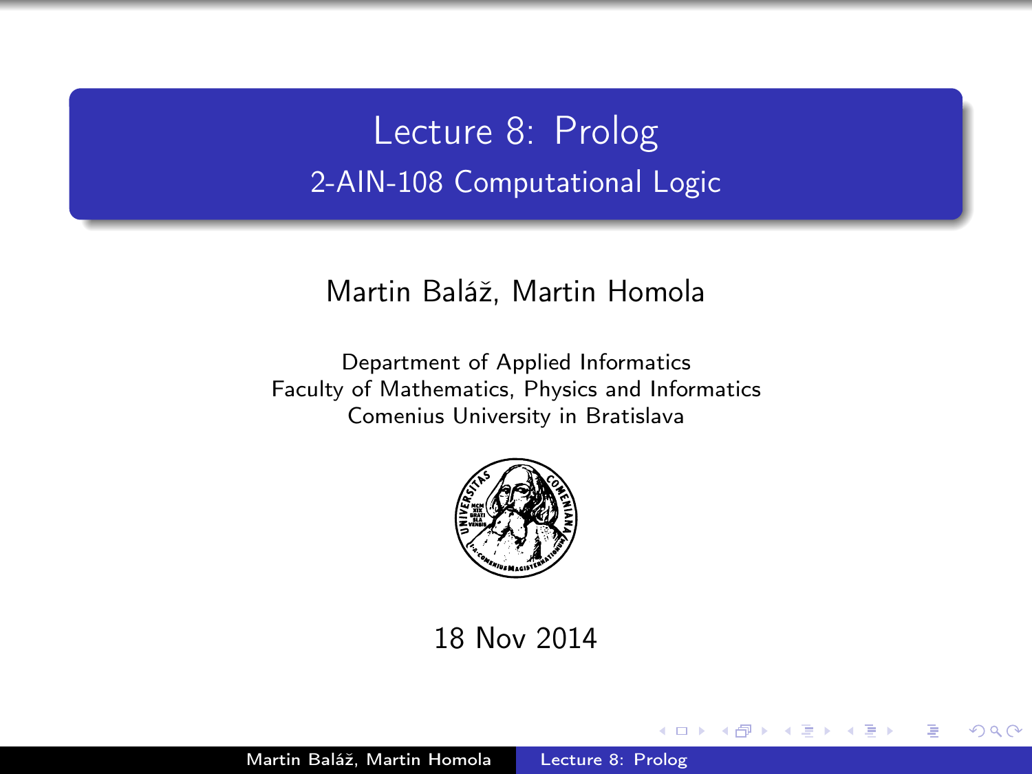# Lecture 8: Prolog

## 2-AIN-108 Computational Logic

Martin Baláž, Martin Homola

Department of Applied Informatics
Faculty of Mathematics, Physics and Informatics
Comenius University in Bratislava

18 Nov 2014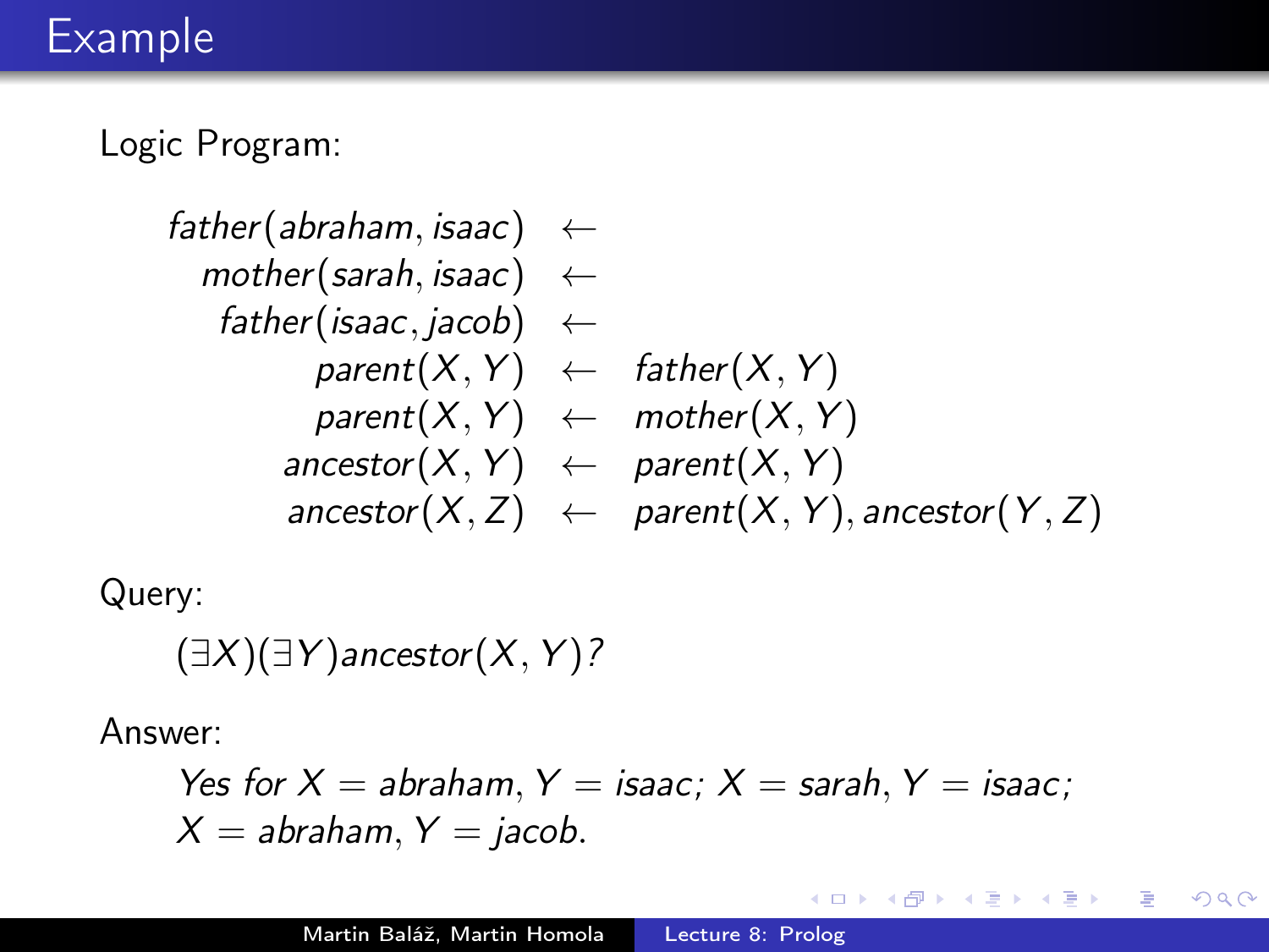# Example

Logic Program:

$$
\begin{aligned}
father(abraham, isaac) &\leftarrow \\
mother(sarah, isaac) &\leftarrow \\
father(isaac, jacob) &\leftarrow \\
parent(X, Y) &\leftarrow father(X, Y) \\
parent(X, Y) &\leftarrow mother(X, Y) \\
ancestor(X, Y) &\leftarrow parent(X, Y) \\
ancestor(X, Z) &\leftarrow parent(X, Y), ancestor(Y, Z)
\end{aligned}
$$

Query:

$$(\exists X)(\exists Y) ancestor(X, Y)?$$

Answer:

*Yes for* $X = abraham, Y = isaac; X = sarah, Y = isaac;$
$X = abraham, Y = jacob.$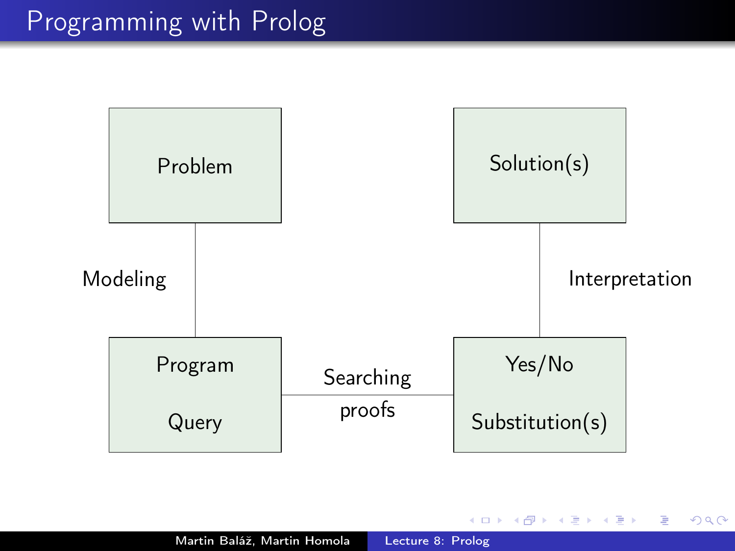# Programming with Prolog

Problem

Modeling

Program

Query

Searching proofs

Yes/No

Substitution(s)

Interpretation

Solution(s)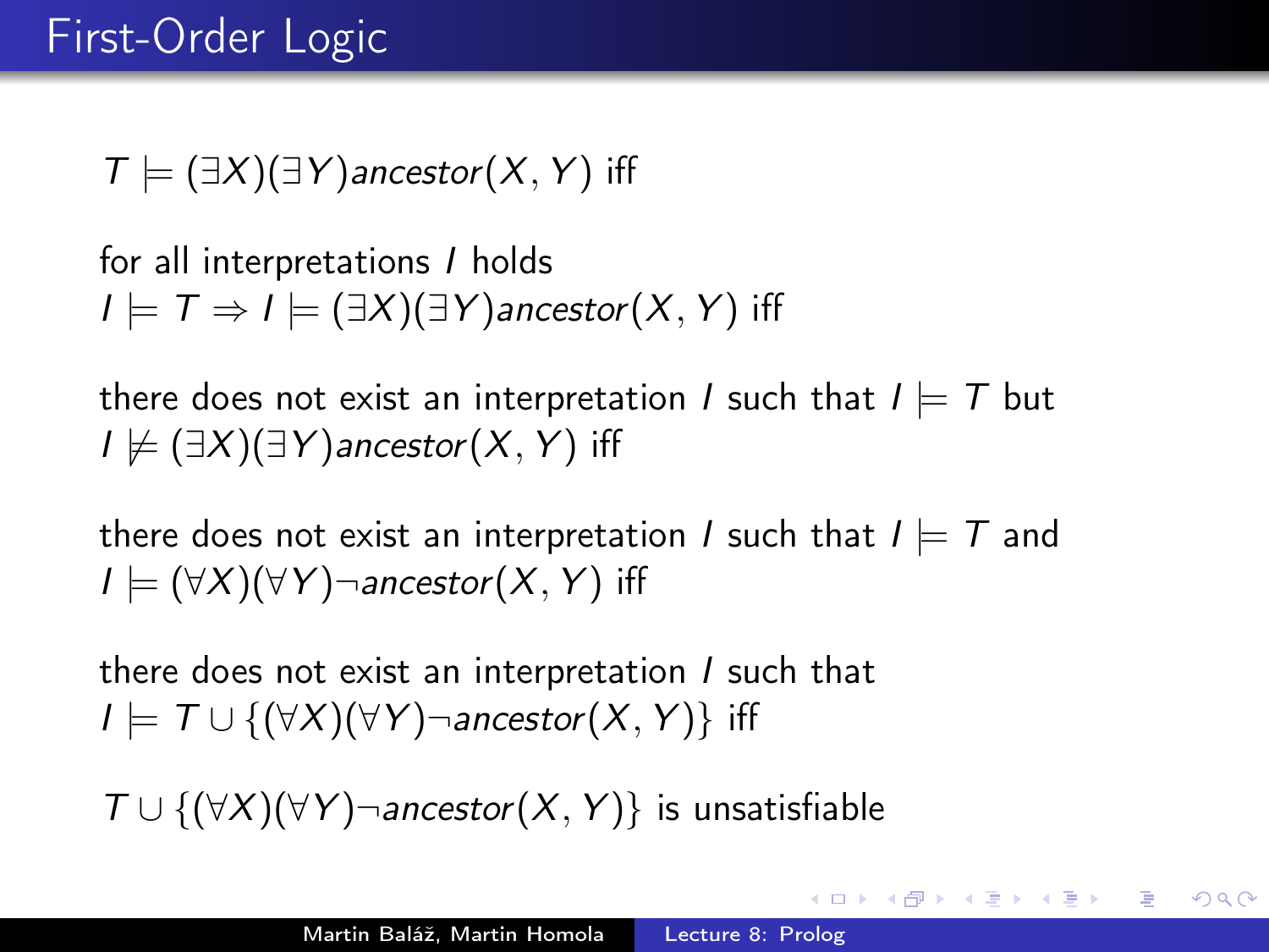# First-Order Logic

$T \models (\exists X)(\exists Y) ancestor(X, Y)$ iff

for all interpretations $I$ holds
$I \models T \Rightarrow I \models (\exists X)(\exists Y) ancestor(X, Y)$ iff

there does not exist an interpretation $I$ such that $I \models T$ but
$I \not\models (\exists X)(\exists Y) ancestor(X, Y)$ iff

there does not exist an interpretation $I$ such that $I \models T$ and
$I \models (\forall X)(\forall Y) \neg ancestor(X, Y)$ iff

there does not exist an interpretation $I$ such that
$I \models T \cup \{(\forall X)(\forall Y) \neg ancestor(X, Y)\}$ iff

$T \cup \{(\forall X)(\forall Y) \neg ancestor(X, Y)\}$ is unsatisfiable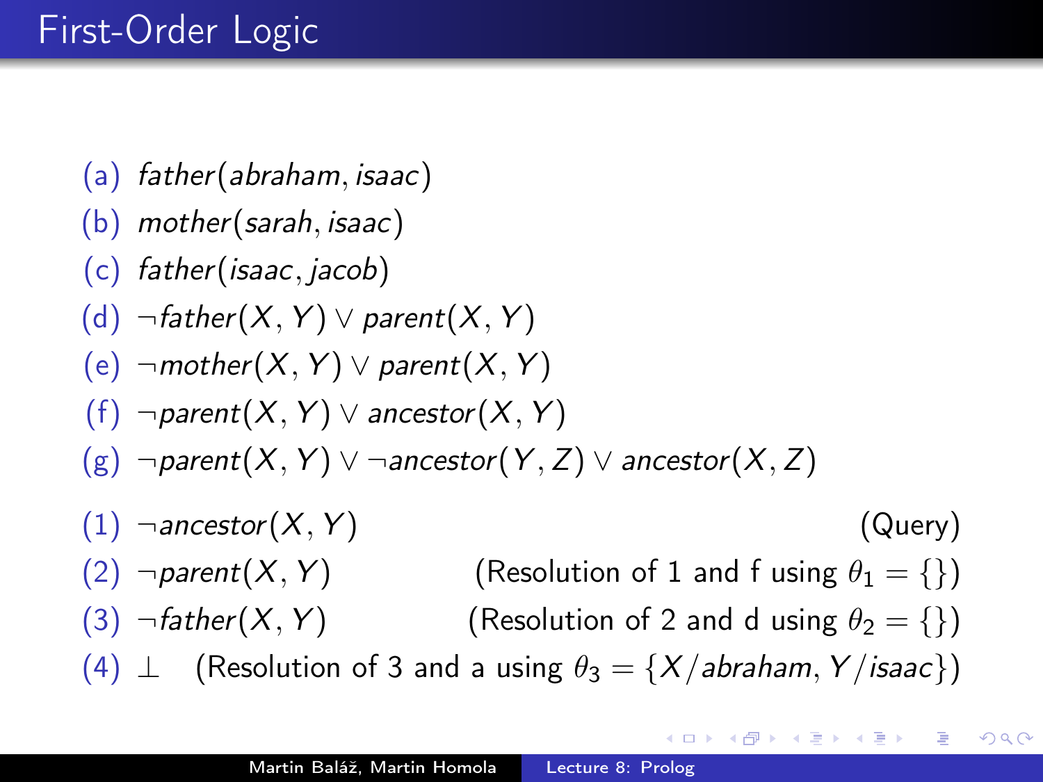# First-Order Logic

(a) $father(abraham, isaac)$

(b) $mother(sarah, isaac)$

(c) $father(isaac, jacob)$

(d) $\neg father(X, Y) \vee parent(X, Y)$

(e) $\neg mother(X, Y) \vee parent(X, Y)$

(f) $\neg parent(X, Y) \vee ancestor(X, Y)$

(g) $\neg parent(X, Y) \vee \neg ancestor(Y, Z) \vee ancestor(X, Z)$

(1) $\neg ancestor(X, Y)$ (Query)

(2) $\neg parent(X, Y)$ (Resolution of 1 and f using $\theta_1 = \{\}$)

(3) $\neg father(X, Y)$ (Resolution of 2 and d using $\theta_2 = \{\}$)

(4) $\bot$ (Resolution of 3 and a using $\theta_3 = \{X/abraham, Y/isaac\}$)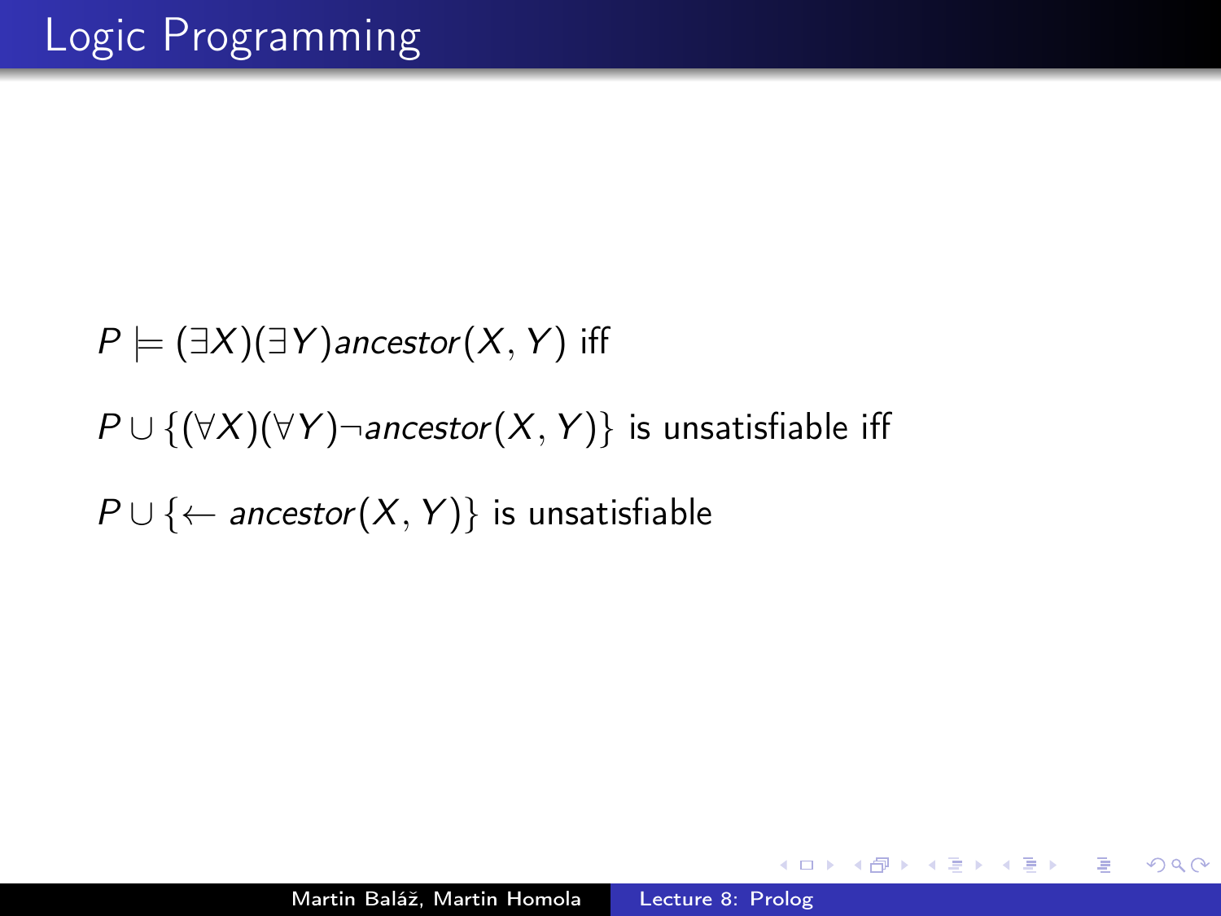# Logic Programming

$P \models (\exists X)(\exists Y) \mathit{ancestor}(X, Y)$ iff

$P \cup \{(\forall X)(\forall Y) \neg \mathit{ancestor}(X, Y)\}$ is unsatisfiable iff

$P \cup \{\leftarrow \mathit{ancestor}(X, Y)\}$ is unsatisfiable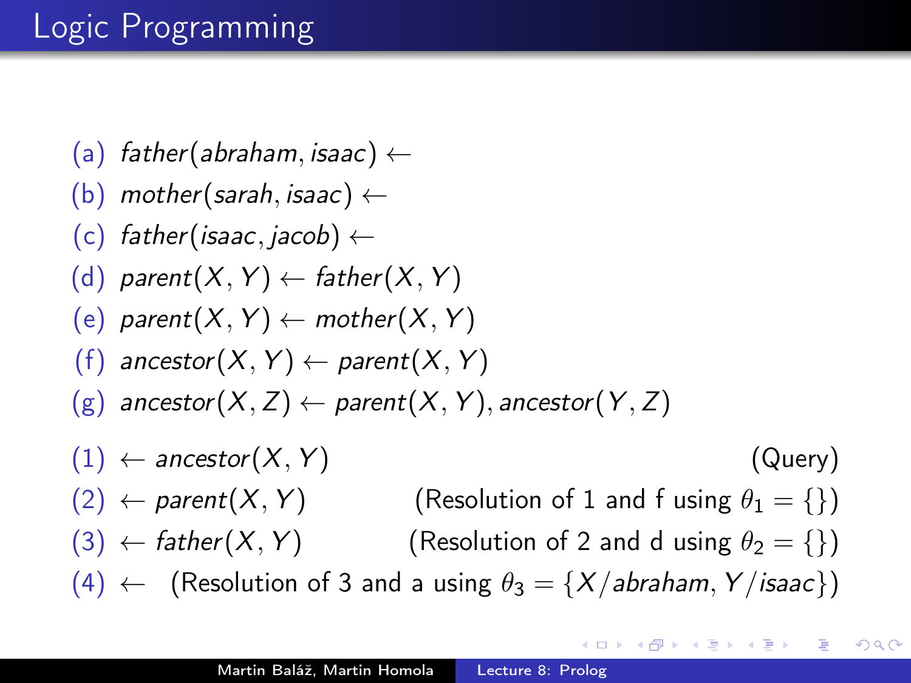# Logic Programming

(a) $father(abraham, isaac) \leftarrow$

(b) $mother(sarah, isaac) \leftarrow$

(c) $father(isaac, jacob) \leftarrow$

(d) $parent(X, Y) \leftarrow father(X, Y)$

(e) $parent(X, Y) \leftarrow mother(X, Y)$

(f) $ancestor(X, Y) \leftarrow parent(X, Y)$

(g) $ancestor(X, Z) \leftarrow parent(X, Y), ancestor(Y, Z)$

(1) $\leftarrow ancestor(X, Y)$ (Query)

(2) $\leftarrow parent(X, Y)$ (Resolution of 1 and f using $\theta_1 = \{\}$)

(3) $\leftarrow father(X, Y)$ (Resolution of 2 and d using $\theta_2 = \{\}$)

(4) $\leftarrow$ (Resolution of 3 and a using $\theta_3 = \{X/abraham, Y/isaac\}$)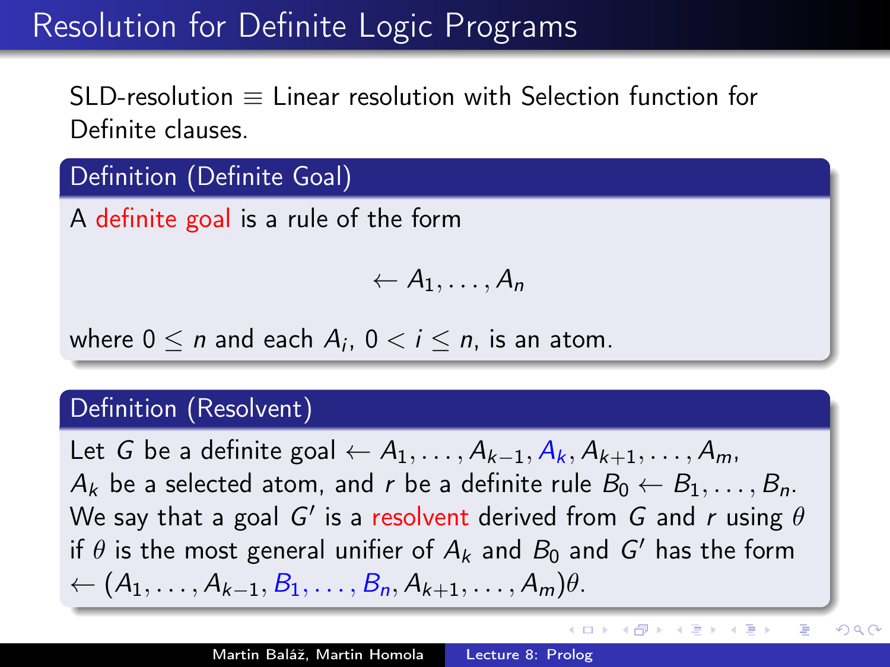# Resolution for Definite Logic Programs

SLD-resolution $\equiv$ Linear resolution with Selection function for Definite clauses.

**Definition (Definite Goal)**

A definite goal is a rule of the form

$$\leftarrow A_1, \ldots, A_n$$

where $0 \leq n$ and each $A_i$, $0 < i \leq n$, is an atom.

**Definition (Resolvent)**

Let $G$ be a definite goal $\leftarrow A_1, \ldots, A_{k-1}, A_k, A_{k+1}, \ldots, A_m$, $A_k$ be a selected atom, and $r$ be a definite rule $B_0 \leftarrow B_1, \ldots, B_n$. We say that a goal $G'$ is a resolvent derived from $G$ and $r$ using $\theta$ if $\theta$ is the most general unifier of $A_k$ and $B_0$ and $G'$ has the form $\leftarrow (A_1, \ldots, A_{k-1}, B_1, \ldots, B_n, A_{k+1}, \ldots, A_m)\theta$.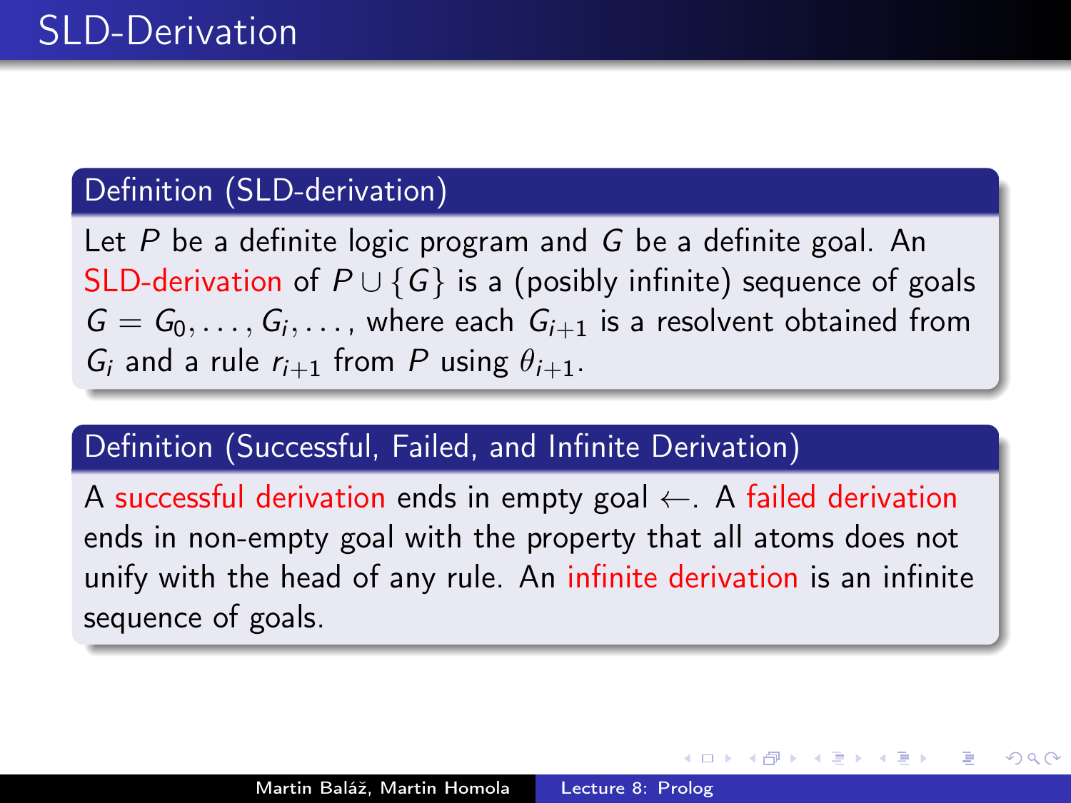# SLD-Derivation

### Definition (SLD-derivation)

Let $P$ be a definite logic program and $G$ be a definite goal. An SLD-derivation of $P \cup \{G\}$ is a (posibly infinite) sequence of goals $G = G_0, \ldots, G_i, \ldots$, where each $G_{i+1}$ is a resolvent obtained from $G_i$ and a rule $r_{i+1}$ from $P$ using $\theta_{i+1}$.

### Definition (Successful, Failed, and Infinite Derivation)

A successful derivation ends in empty goal $\leftarrow$. A failed derivation ends in non-empty goal with the property that all atoms does not unify with the head of any rule. An infinite derivation is an infinite sequence of goals.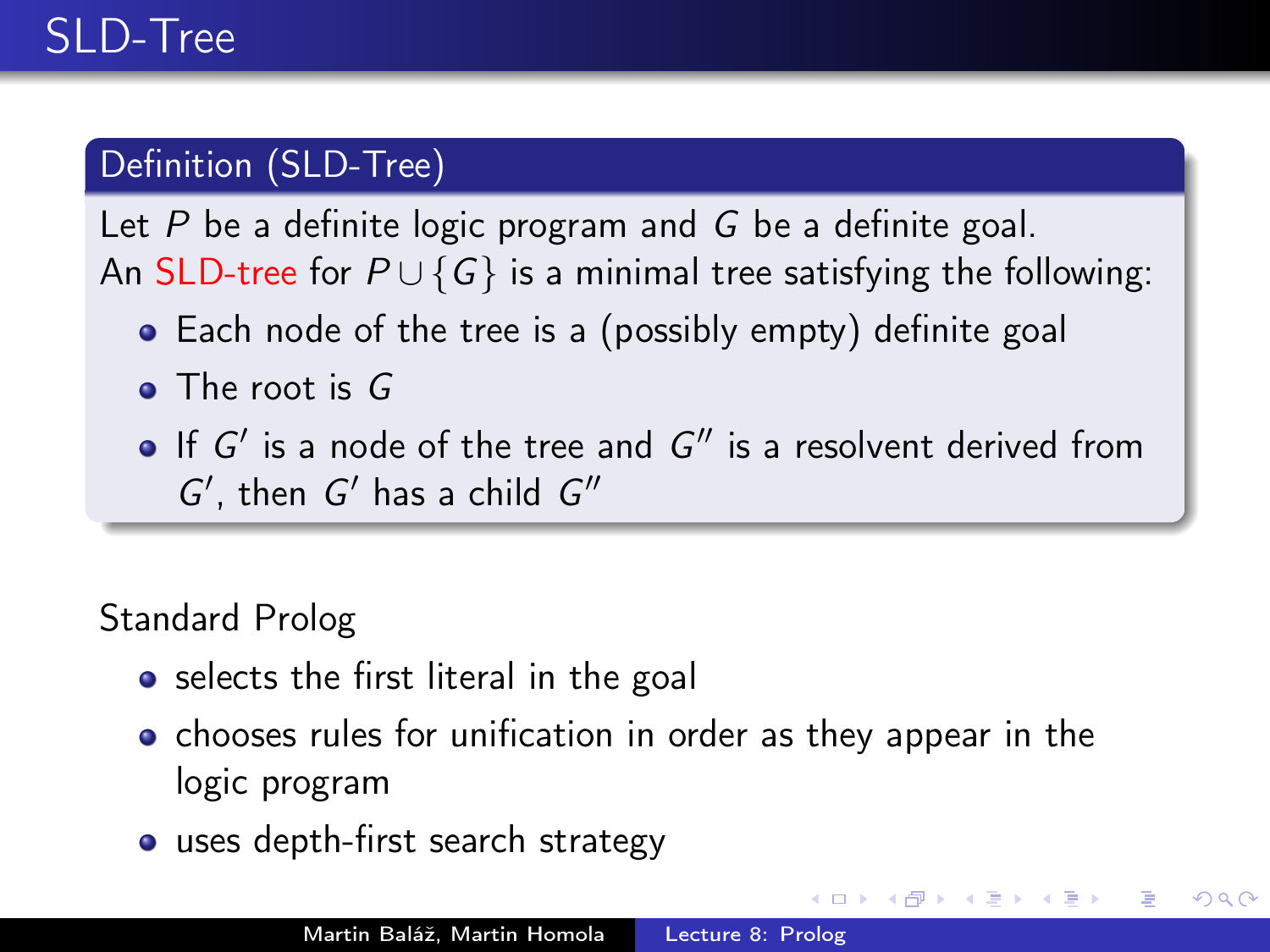# SLD-Tree

## Definition (SLD-Tree)

Let $P$ be a definite logic program and $G$ be a definite goal.
An **SLD-tree** for $P \cup \{G\}$ is a minimal tree satisfying the following:

- Each node of the tree is a (possibly empty) definite goal
- The root is $G$
- If $G'$ is a node of the tree and $G''$ is a resolvent derived from $G'$, then $G'$ has a child $G''$

Standard Prolog

- selects the first literal in the goal
- chooses rules for unification in order as they appear in the logic program
- uses depth-first search strategy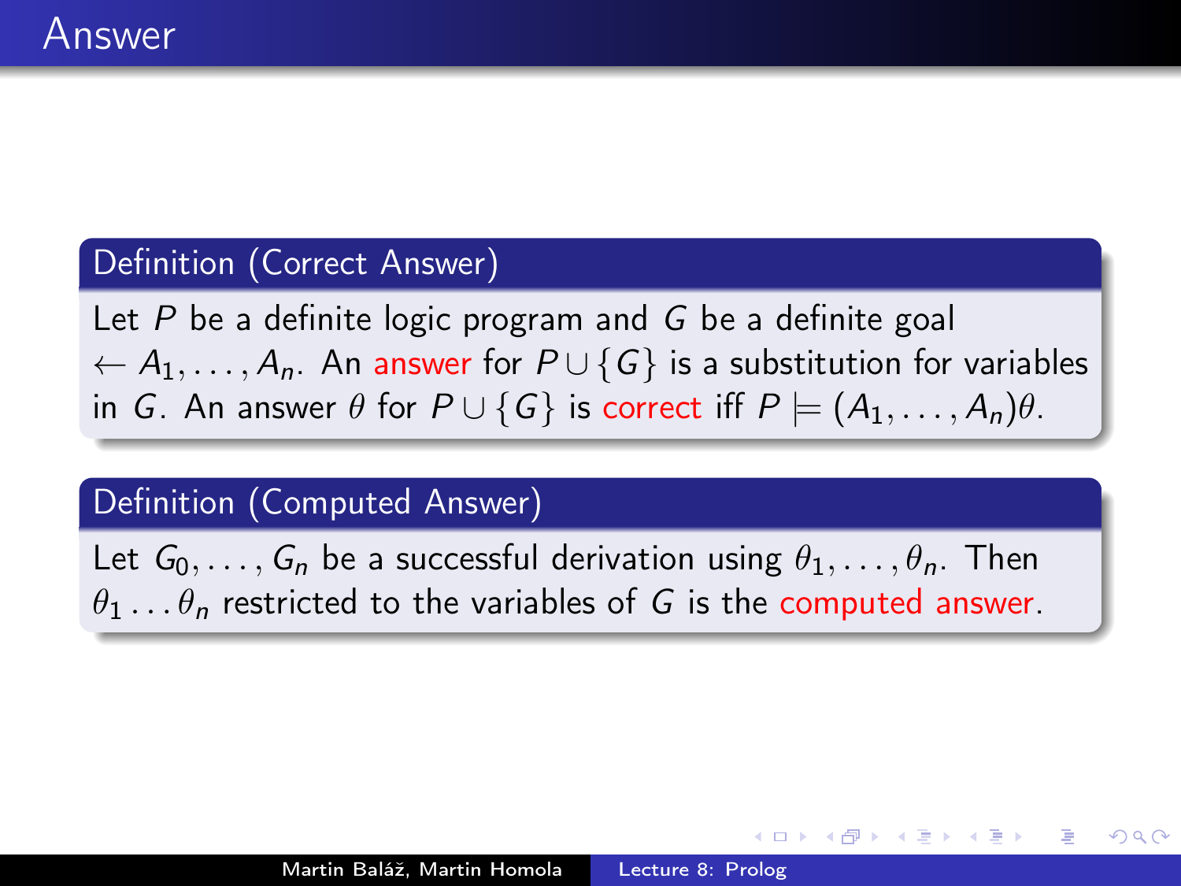# Answer

**Definition (Correct Answer)**

Let $P$ be a definite logic program and $G$ be a definite goal $\leftarrow A_1, \ldots, A_n$. An *answer* for $P \cup \{G\}$ is a substitution for variables in $G$. An answer $\theta$ for $P \cup \{G\}$ is *correct* iff $P \models (A_1, \ldots, A_n)\theta$.

**Definition (Computed Answer)**

Let $G_0, \ldots, G_n$ be a successful derivation using $\theta_1, \ldots, \theta_n$. Then $\theta_1 \ldots \theta_n$ restricted to the variables of $G$ is the *computed answer*.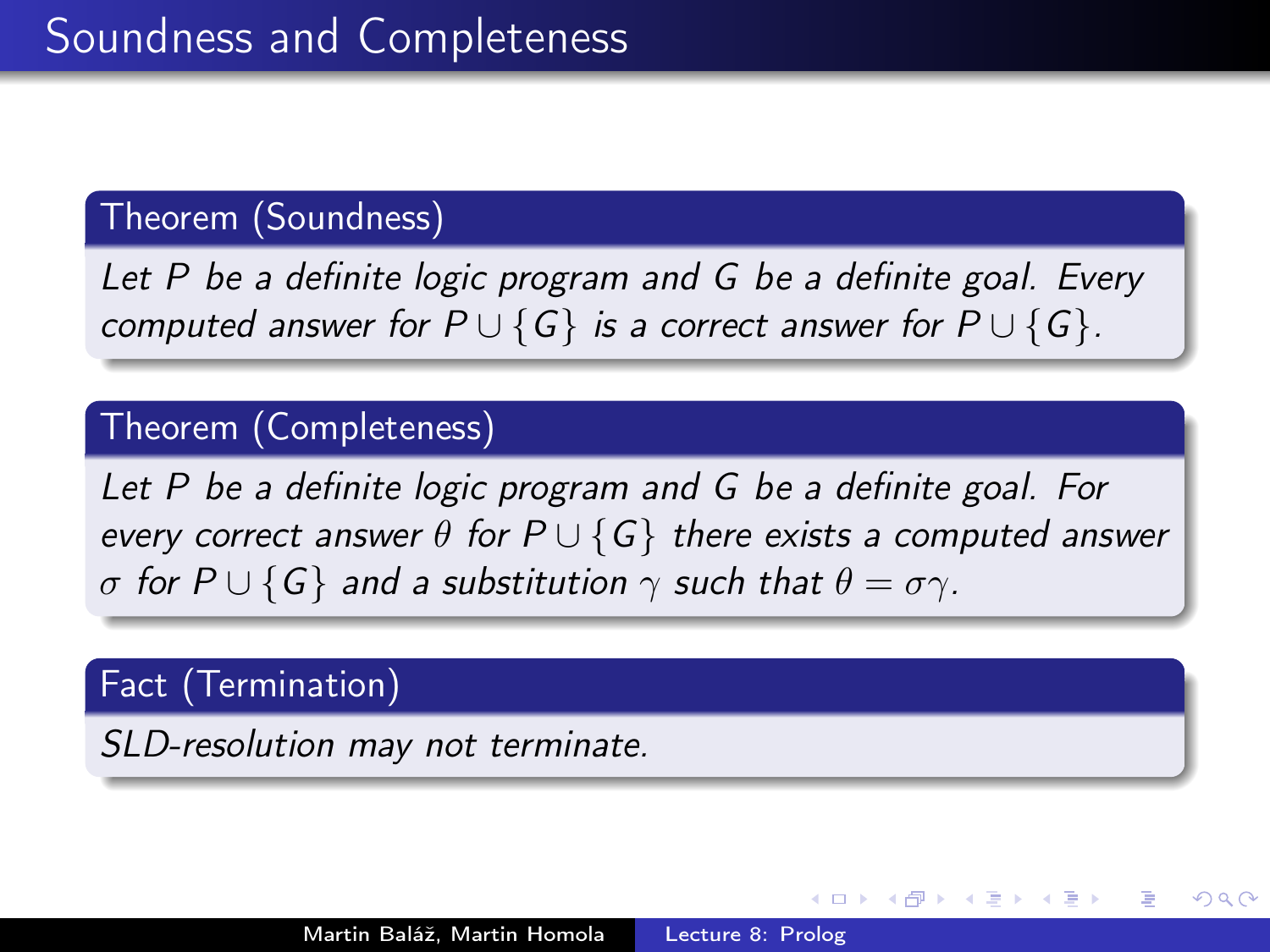# Soundness and Completeness

**Theorem (Soundness)**

*Let $P$ be a definite logic program and $G$ be a definite goal. Every computed answer for $P \cup \{G\}$ is a correct answer for $P \cup \{G\}$.*

**Theorem (Completeness)**

*Let $P$ be a definite logic program and $G$ be a definite goal. For every correct answer $\theta$ for $P \cup \{G\}$ there exists a computed answer $\sigma$ for $P \cup \{G\}$ and a substitution $\gamma$ such that $\theta = \sigma\gamma$.*

**Fact (Termination)**

*SLD-resolution may not terminate.*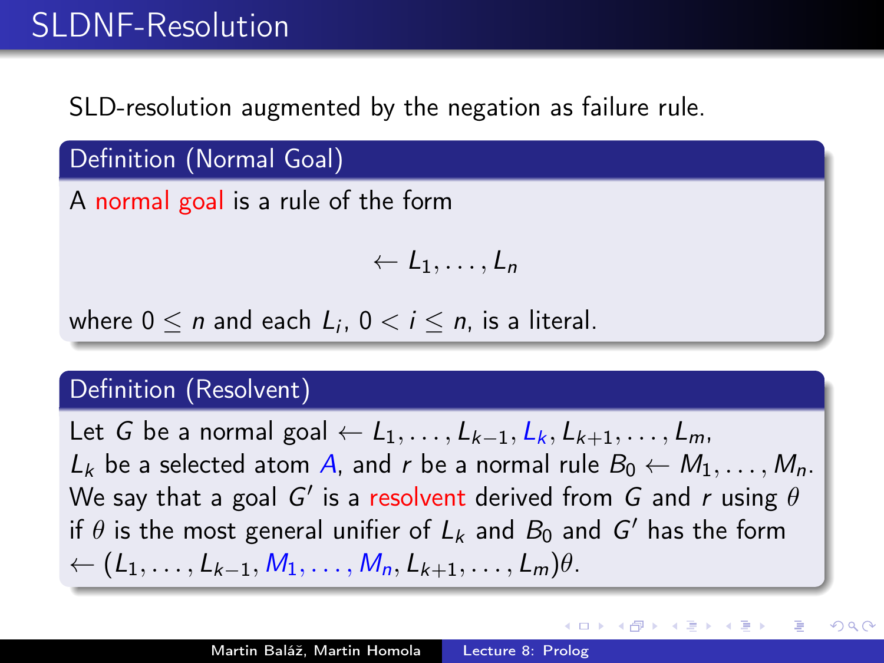# SLDNF-Resolution

SLD-resolution augmented by the negation as failure rule.

### Definition (Normal Goal)

A normal goal is a rule of the form

$$\leftarrow L_1, \ldots, L_n$$

where $0 \leq n$ and each $L_i$, $0 < i \leq n$, is a literal.

### Definition (Resolvent)

Let $G$ be a normal goal $\leftarrow L_1, \ldots, L_{k-1}, L_k, L_{k+1}, \ldots, L_m$, $L_k$ be a selected atom $A$, and $r$ be a normal rule $B_0 \leftarrow M_1, \ldots, M_n$. We say that a goal $G'$ is a resolvent derived from $G$ and $r$ using $\theta$ if $\theta$ is the most general unifier of $L_k$ and $B_0$ and $G'$ has the form $\leftarrow (L_1, \ldots, L_{k-1}, M_1, \ldots, M_n, L_{k+1}, \ldots, L_m)\theta$.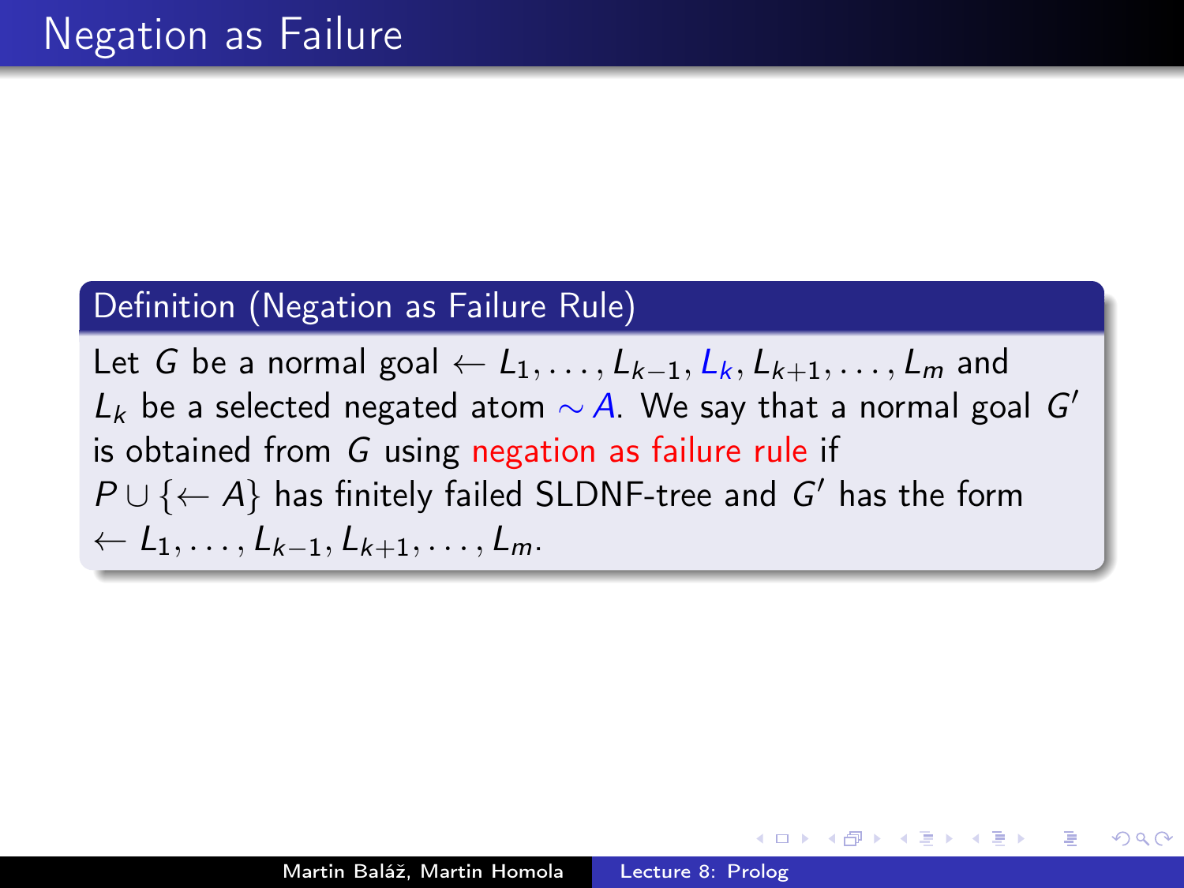# Negation as Failure

**Definition (Negation as Failure Rule)**

Let $G$ be a normal goal $\leftarrow L_1, \ldots, L_{k-1}, L_k, L_{k+1}, \ldots, L_m$ and $L_k$ be a selected negated atom $\sim A$. We say that a normal goal $G'$ is obtained from $G$ using negation as failure rule if $P \cup \{\leftarrow A\}$ has finitely failed SLDNF-tree and $G'$ has the form $\leftarrow L_1, \ldots, L_{k-1}, L_{k+1}, \ldots, L_m$.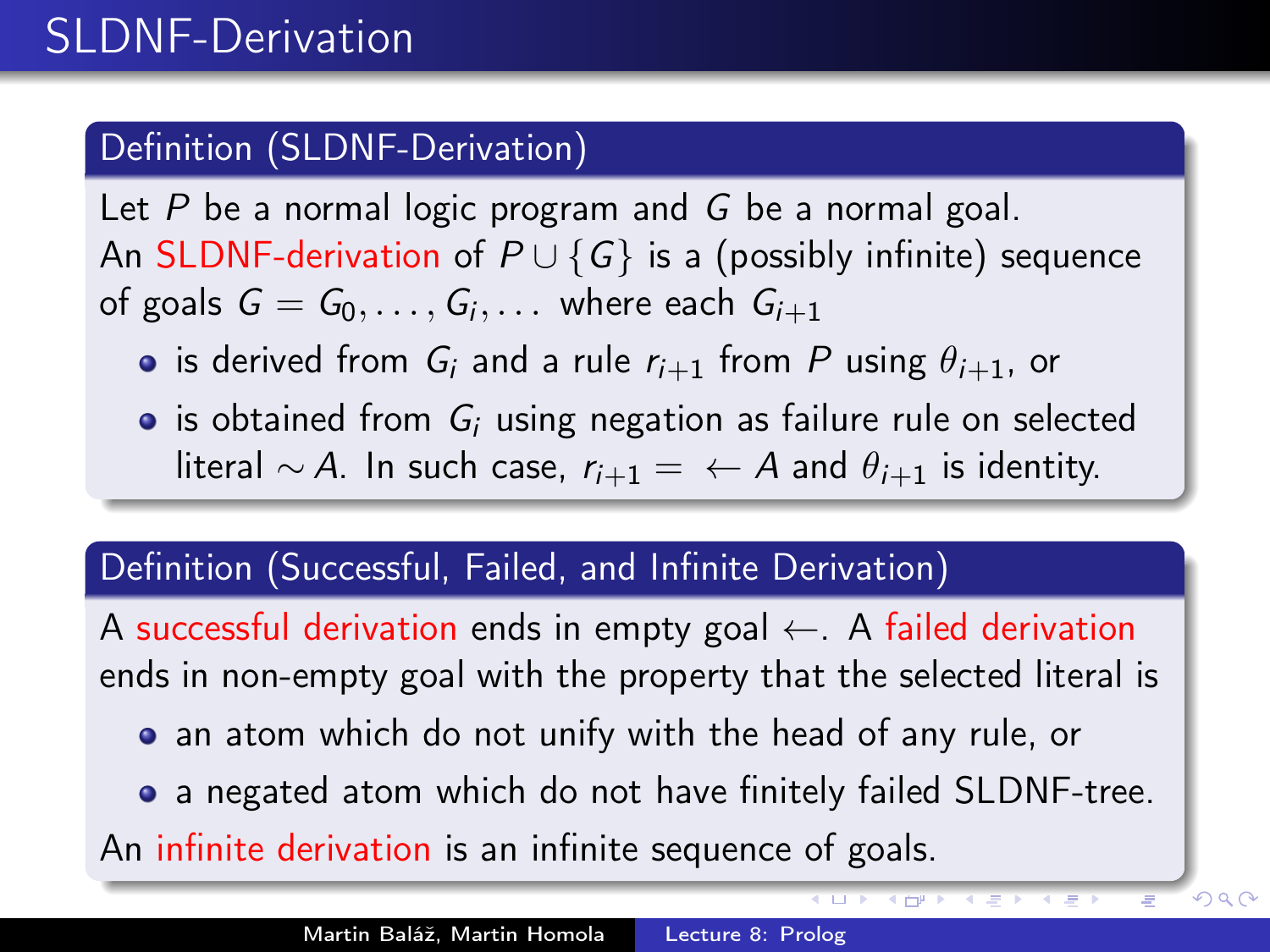# SLDNF-Derivation

### Definition (SLDNF-Derivation)

Let $P$ be a normal logic program and $G$ be a normal goal.
An SLDNF-derivation of $P \cup \{G\}$ is a (possibly infinite) sequence of goals $G = G_0, \ldots, G_i, \ldots$ where each $G_{i+1}$

- is derived from $G_i$ and a rule $r_{i+1}$ from $P$ using $\theta_{i+1}$, or
- is obtained from $G_i$ using negation as failure rule on selected literal $\sim A$. In such case, $r_{i+1} = \leftarrow A$ and $\theta_{i+1}$ is identity.

### Definition (Successful, Failed, and Infinite Derivation)

A successful derivation ends in empty goal $\leftarrow$. A failed derivation ends in non-empty goal with the property that the selected literal is

- an atom which do not unify with the head of any rule, or
- a negated atom which do not have finitely failed SLDNF-tree.

An infinite derivation is an infinite sequence of goals.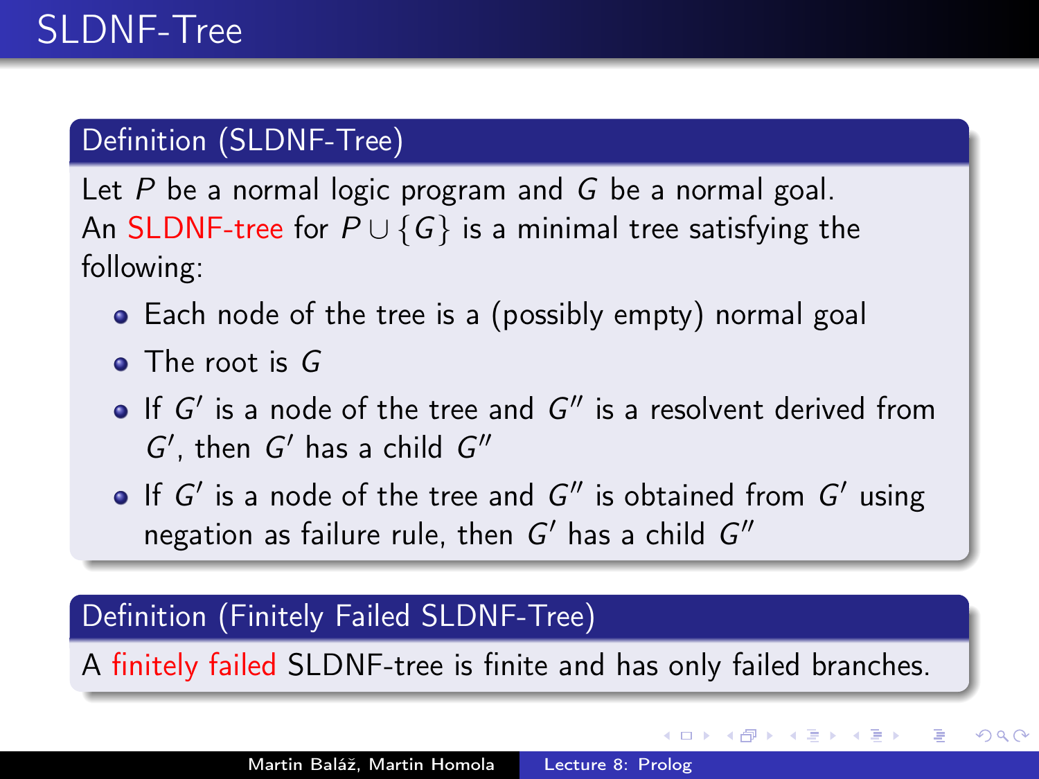# SLDNF-Tree

### Definition (SLDNF-Tree)

Let $P$ be a normal logic program and $G$ be a normal goal.
An SLDNF-tree for $P \cup \{G\}$ is a minimal tree satisfying the following:

- Each node of the tree is a (possibly empty) normal goal
- The root is $G$
- If $G'$ is a node of the tree and $G''$ is a resolvent derived from $G'$, then $G'$ has a child $G''$
- If $G'$ is a node of the tree and $G''$ is obtained from $G'$ using negation as failure rule, then $G'$ has a child $G''$

### Definition (Finitely Failed SLDNF-Tree)

A finitely failed SLDNF-tree is finite and has only failed branches.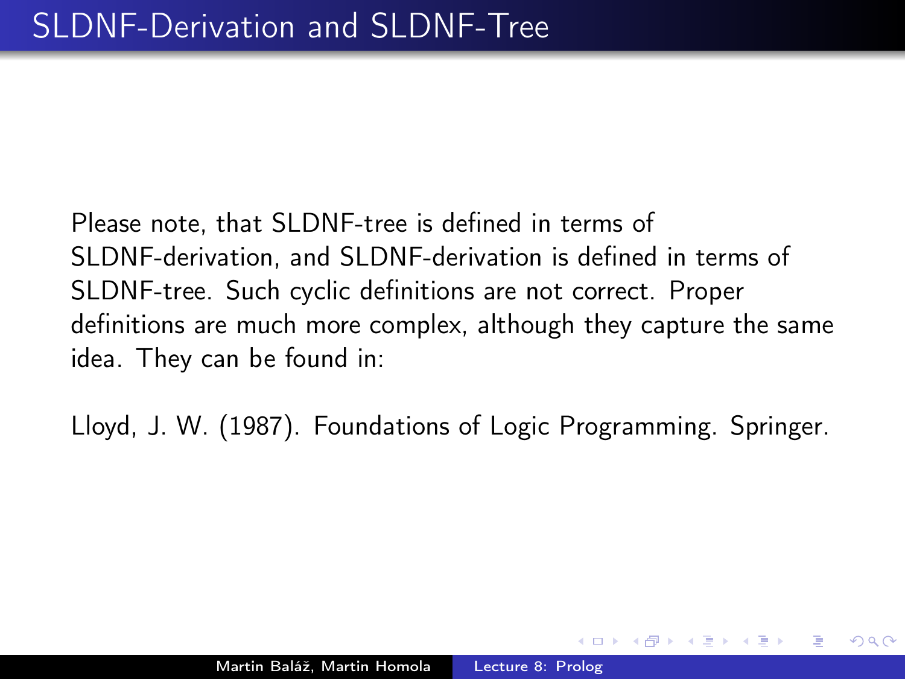# SLDNF-Derivation and SLDNF-Tree

Please note, that SLDNF-tree is defined in terms of SLDNF-derivation, and SLDNF-derivation is defined in terms of SLDNF-tree. Such cyclic definitions are not correct. Proper definitions are much more complex, although they capture the same idea. They can be found in:

Lloyd, J. W. (1987). Foundations of Logic Programming. Springer.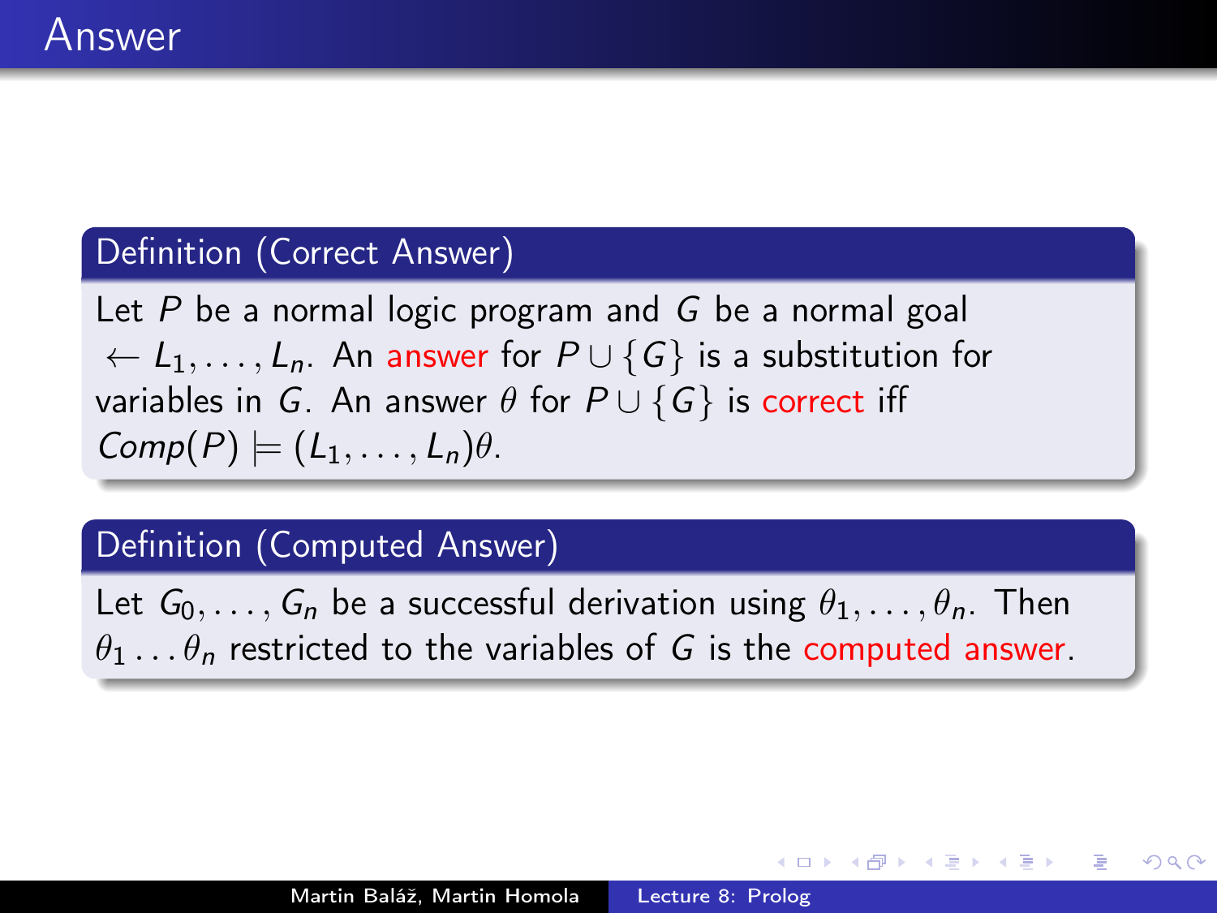# Answer

**Definition (Correct Answer)**

Let $P$ be a normal logic program and $G$ be a normal goal $\leftarrow L_1, \ldots, L_n$. An answer for $P \cup \{G\}$ is a substitution for variables in $G$. An answer $\theta$ for $P \cup \{G\}$ is correct iff $Comp(P) \models (L_1, \ldots, L_n)\theta$.

**Definition (Computed Answer)**

Let $G_0, \ldots, G_n$ be a successful derivation using $\theta_1, \ldots, \theta_n$. Then $\theta_1 \ldots \theta_n$ restricted to the variables of $G$ is the computed answer.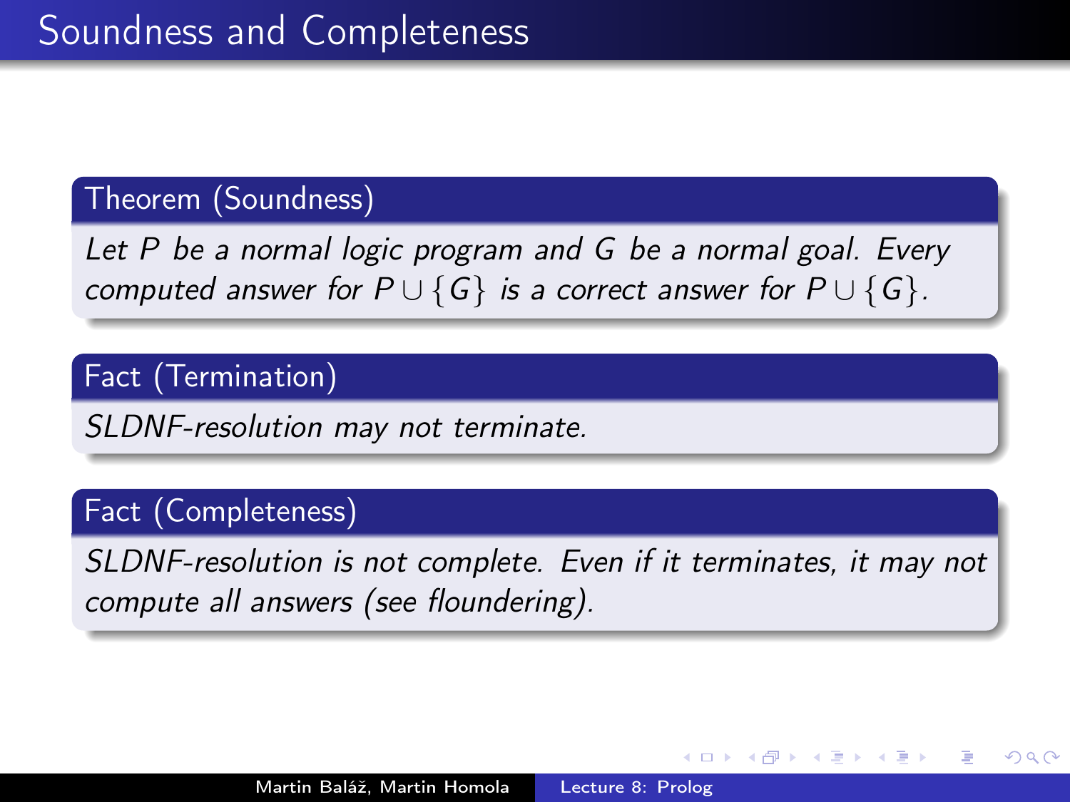# Soundness and Completeness

**Theorem (Soundness)**

*Let $P$ be a normal logic program and $G$ be a normal goal. Every computed answer for $P \cup \{G\}$ is a correct answer for $P \cup \{G\}$.*

**Fact (Termination)**

*SLDNF-resolution may not terminate.*

**Fact (Completeness)**

*SLDNF-resolution is not complete. Even if it terminates, it may not compute all answers (see floundering).*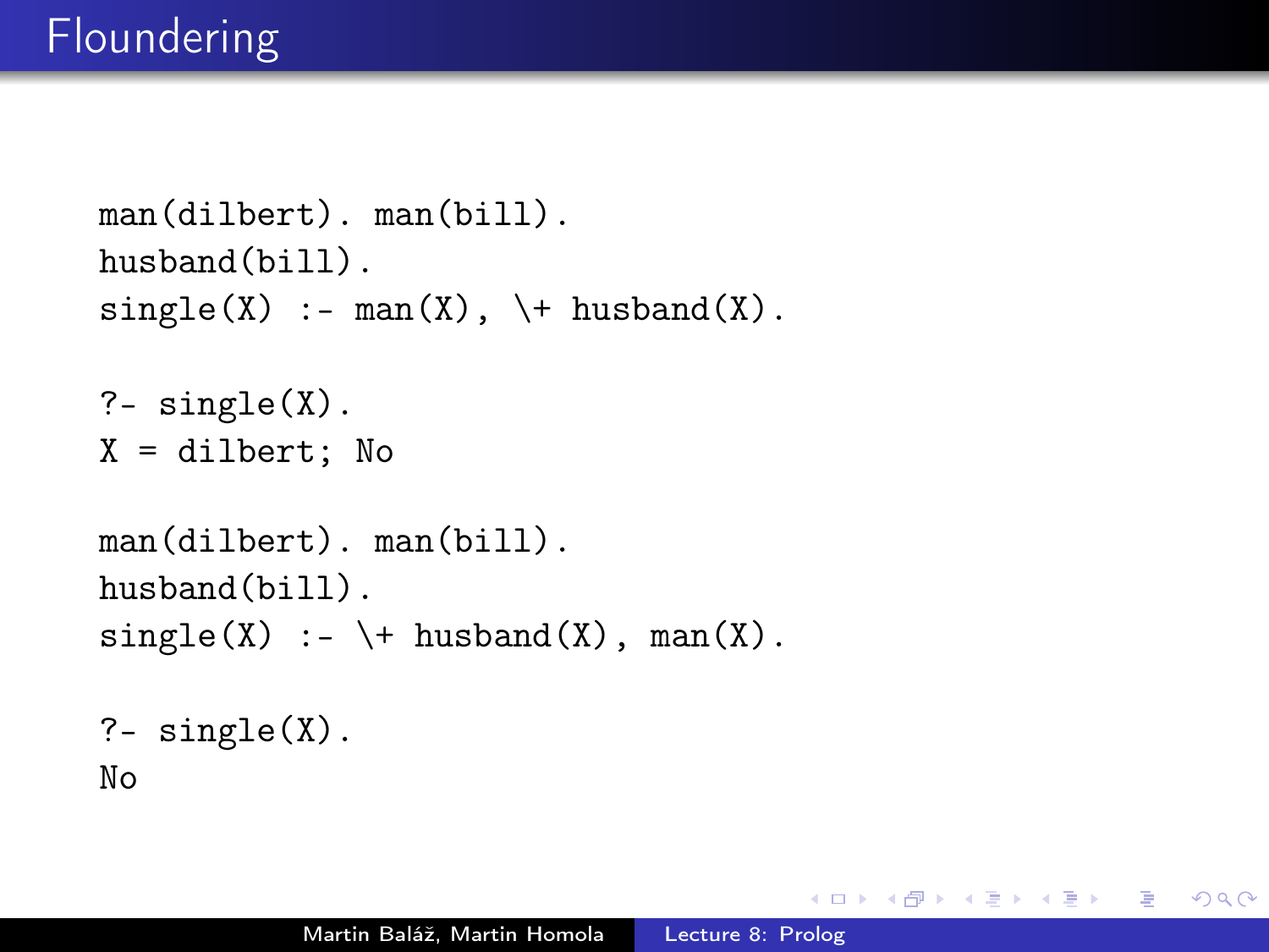# Floundering

```
man(dilbert). man(bill).
husband(bill).
single(X) :- man(X), \+ husband(X).

?- single(X).
X = dilbert; No
```

```
man(dilbert). man(bill).
husband(bill).
single(X) :- \+ husband(X), man(X).

?- single(X).
No
```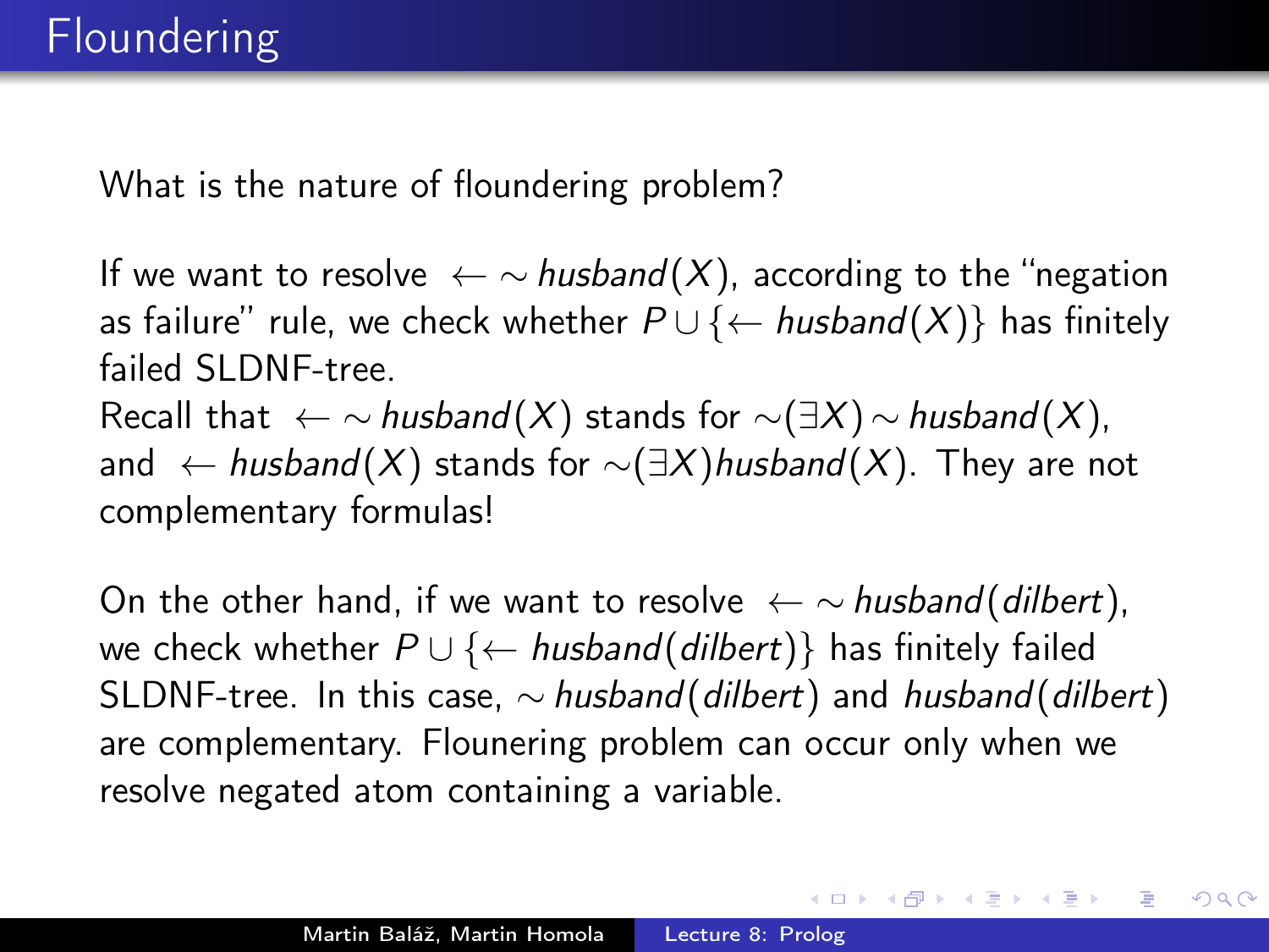# Floundering

What is the nature of floundering problem?

If we want to resolve $\leftarrow \sim husband(X)$, according to the "negation as failure" rule, we check whether $P \cup \{\leftarrow husband(X)\}$ has finitely failed SLDNF-tree.
Recall that $\leftarrow \sim husband(X)$ stands for $\sim(\exists X) \sim husband(X)$, and $\leftarrow husband(X)$ stands for $\sim(\exists X) husband(X)$. They are not complementary formulas!

On the other hand, if we want to resolve $\leftarrow \sim husband(dilbert)$, we check whether $P \cup \{\leftarrow husband(dilbert)\}$ has finitely failed SLDNF-tree. In this case, $\sim husband(dilbert)$ and $husband(dilbert)$ are complementary. Flounering problem can occur only when we resolve negated atom containing a variable.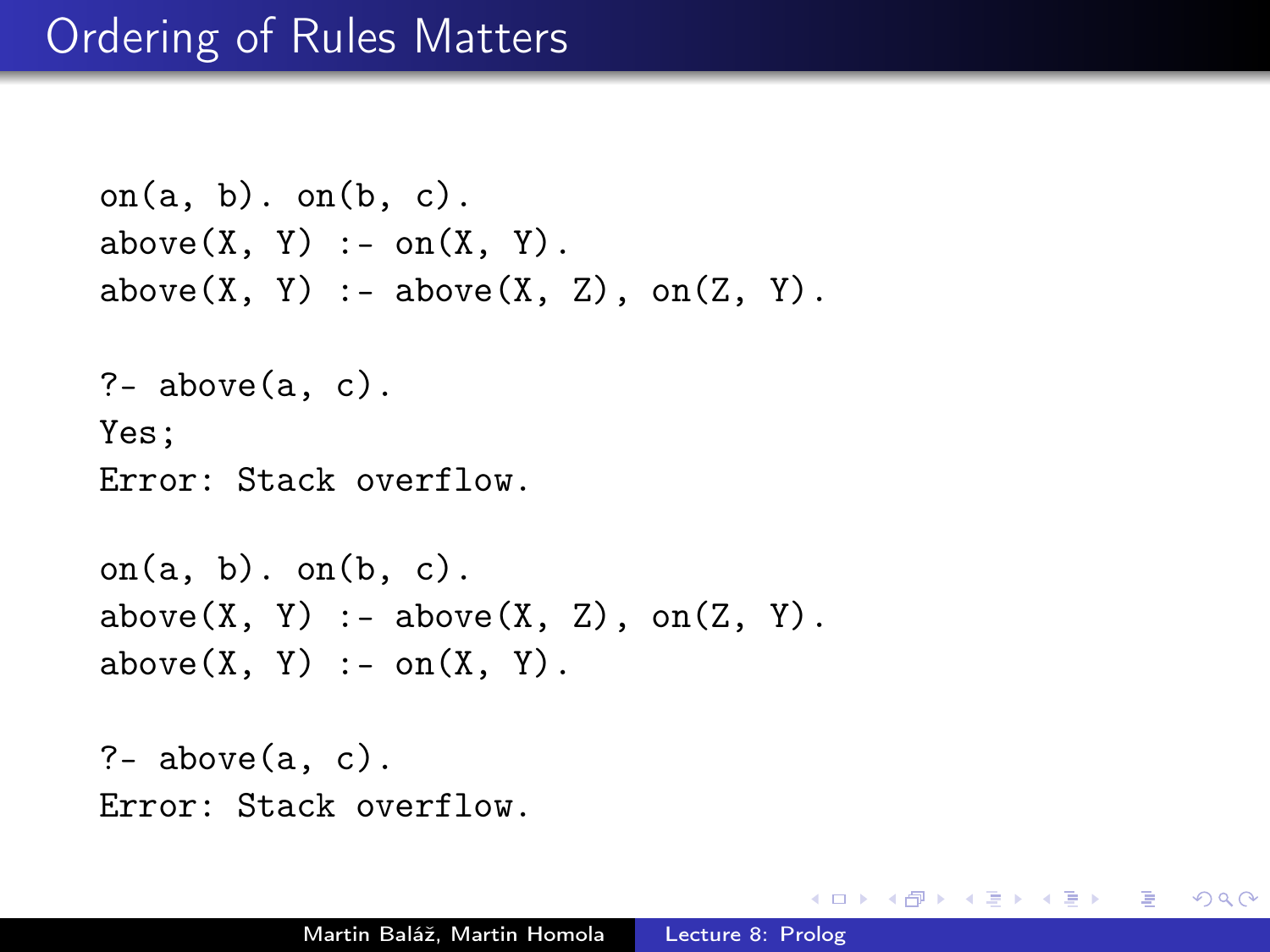# Ordering of Rules Matters

```
on(a, b). on(b, c).
above(X, Y) :- on(X, Y).
above(X, Y) :- above(X, Z), on(Z, Y).

?- above(a, c).
Yes;
Error: Stack overflow.
```

```
on(a, b). on(b, c).
above(X, Y) :- above(X, Z), on(Z, Y).
above(X, Y) :- on(X, Y).

?- above(a, c).
Error: Stack overflow.
```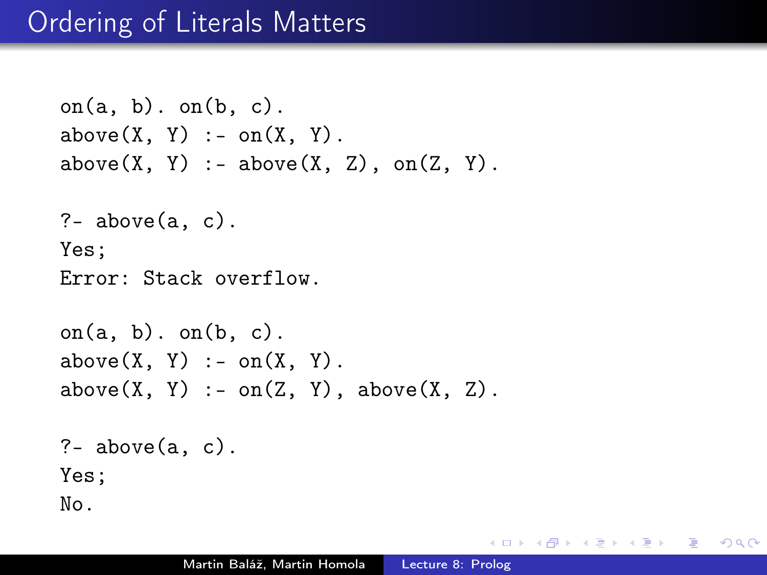# Ordering of Literals Matters

```
on(a, b). on(b, c).
above(X, Y) :- on(X, Y).
above(X, Y) :- above(X, Z), on(Z, Y).

?- above(a, c).
Yes;
Error: Stack overflow.
```

```
on(a, b). on(b, c).
above(X, Y) :- on(X, Y).
above(X, Y) :- on(Z, Y), above(X, Z).

?- above(a, c).
Yes;
No.
```